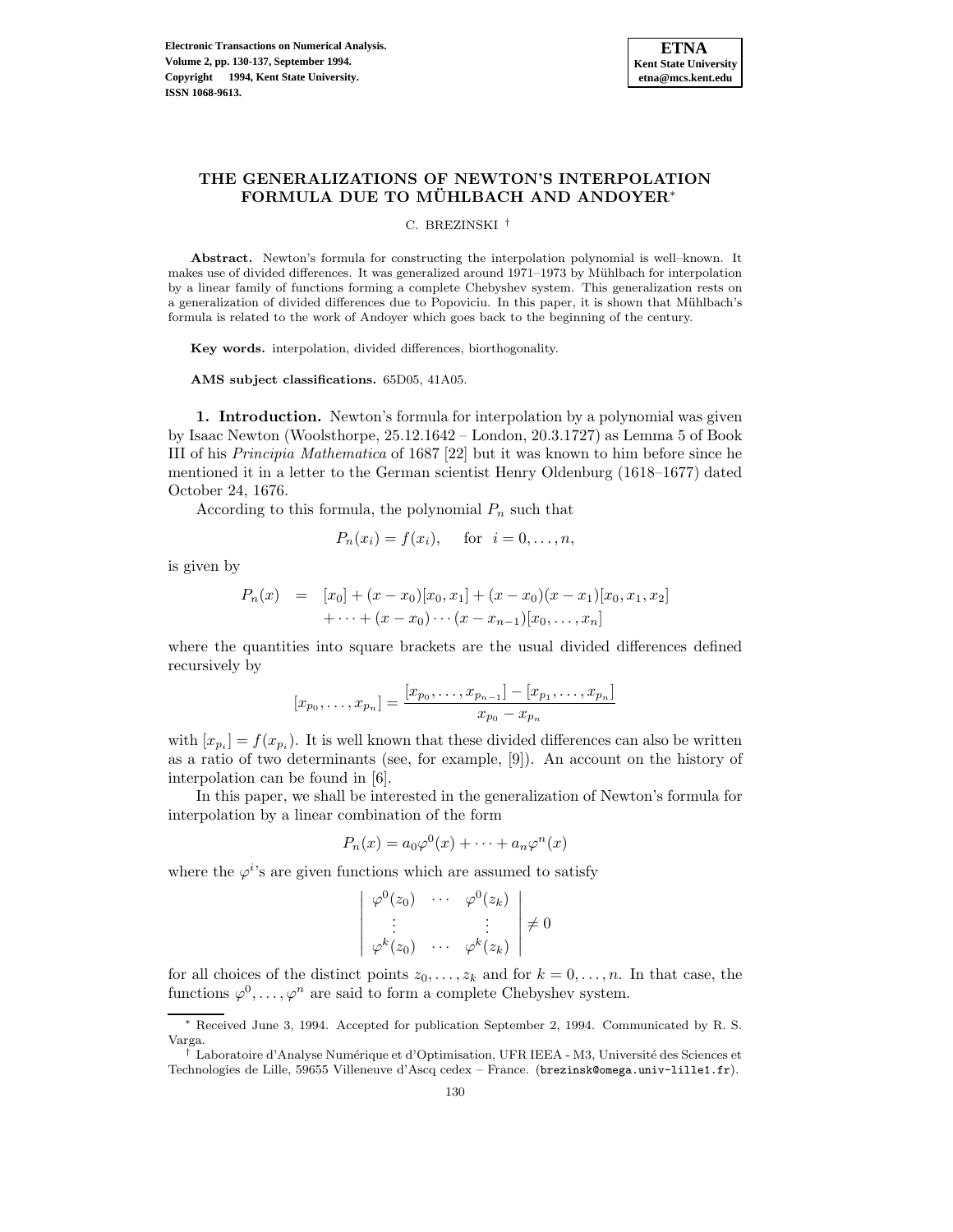# THE GENERALIZATIONS OF NEWTON'S INTERPOLATION FORMULA DUE TO MÜHLBACH AND ANDOYER*

C. BREZINSKI †

**Abstract.** Newton's formula for constructing the interpolation polynomial is well–known. It makes use of divided differences. It was generalized around 1971–1973 by Mühlbach for interpolation by a linear family of functions forming a complete Chebyshev system. This generalization rests on a generalization of divided differences due to Popoviciu. In this paper, it is shown that Mühlbach's formula is related to the work of Andoyer which goes back to the beginning of the century.

**Key words.** interpolation, divided differences, biorthogonality.

**AMS subject classifications.** 65D05, 41A05.

## 1. Introduction.

Newton's formula for interpolation by a polynomial was given by Isaac Newton (Woolsthorpe, 25.12.1642 – London, 20.3.1727) as Lemma 5 of Book III of his *Principia Mathematica* of 1687 [22] but it was known to him before since he mentioned it in a letter to the German scientist Henry Oldenburg (1618–1677) dated October 24, 1676.

According to this formula, the polynomial $P_n$ such that

$$P_n(x_i) = f(x_i), \quad \text{for } i = 0, \ldots, n,$$

is given by

$$\begin{aligned} P_n(x) &= [x_0] + (x - x_0)[x_0, x_1] + (x - x_0)(x - x_1)[x_0, x_1, x_2] \\ &\quad + \cdots + (x - x_0)\cdots(x - x_{n-1})[x_0, \ldots, x_n] \end{aligned}$$

where the quantities into square brackets are the usual divided differences defined recursively by

$$[x_{p_0}, \ldots, x_{p_n}] = \frac{[x_{p_0}, \ldots, x_{p_{n-1}}] - [x_{p_1}, \ldots, x_{p_n}]}{x_{p_0} - x_{p_n}}$$

with $[x_{p_i}] = f(x_{p_i})$. It is well known that these divided differences can also be written as a ratio of two determinants (see, for example, [9]). An account on the history of interpolation can be found in [6].

In this paper, we shall be interested in the generalization of Newton's formula for interpolation by a linear combination of the form

$$P_n(x) = a_0\varphi^0(x) + \cdots + a_n\varphi^n(x)$$

where the $\varphi^i$'s are given functions which are assumed to satisfy

$$\begin{vmatrix} \varphi^0(z_0) & \cdots & \varphi^0(z_k) \\ \vdots & & \vdots \\ \varphi^k(z_0) & \cdots & \varphi^k(z_k) \end{vmatrix} \neq 0$$

for all choices of the distinct points $z_0, \ldots, z_k$ and for $k = 0, \ldots, n$. In that case, the functions $\varphi^0, \ldots, \varphi^n$ are said to form a complete Chebyshev system.

---

* Received June 3, 1994. Accepted for publication September 2, 1994. Communicated by R. S. Varga.

† Laboratoire d'Analyse Numérique et d'Optimisation, UFR IEEA - M3, Université des Sciences et Technologies de Lille, 59655 Villeneuve d'Ascq cedex – France. (brezinsk@omega.univ-lille1.fr).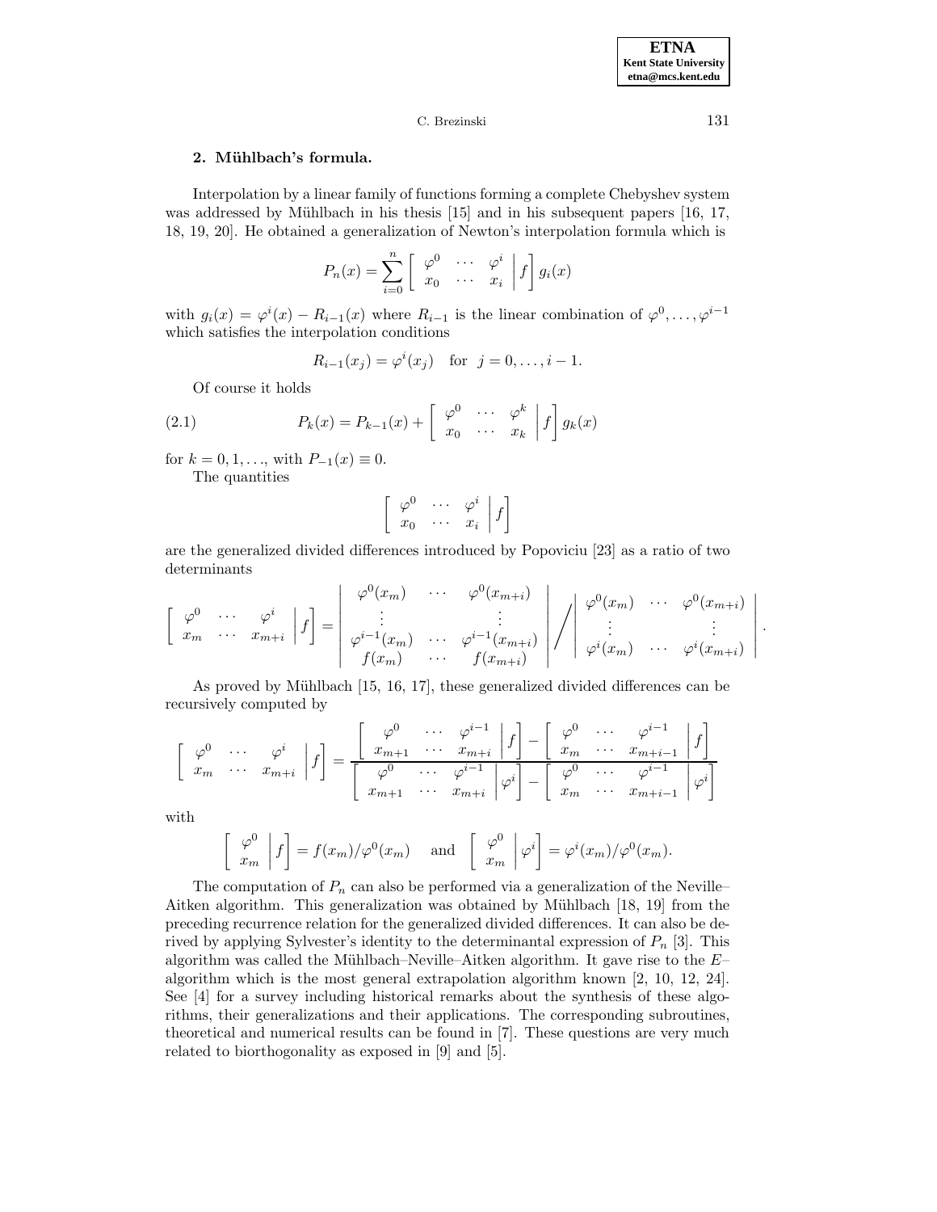## 2. Mühlbach's formula.

Interpolation by a linear family of functions forming a complete Chebyshev system was addressed by Mühlbach in his thesis [15] and in his subsequent papers [16, 17, 18, 19, 20]. He obtained a generalization of Newton's interpolation formula which is

$$P_n(x) = \sum_{i=0}^{n} \left[ \begin{array}{ccc} \varphi^0 & \cdots & \varphi^i \\ x_0 & \cdots & x_i \end{array} \middle| f \right] g_i(x)$$

with $g_i(x) = \varphi^i(x) - R_{i-1}(x)$ where $R_{i-1}$ is the linear combination of $\varphi^0, \ldots, \varphi^{i-1}$ which satisfies the interpolation conditions

$$R_{i-1}(x_j) = \varphi^i(x_j) \quad \text{for} \quad j = 0, \ldots, i-1.$$

Of course it holds

$$P_k(x) = P_{k-1}(x) + \left[ \begin{array}{ccc} \varphi^0 & \cdots & \varphi^k \\ x_0 & \cdots & x_k \end{array} \middle| f \right] g_k(x) \tag{2.1}$$

for $k = 0, 1, \ldots$, with $P_{-1}(x) \equiv 0$.

The quantities

$$\left[ \begin{array}{ccc} \varphi^0 & \cdots & \varphi^i \\ x_0 & \cdots & x_i \end{array} \middle| f \right]$$

are the generalized divided differences introduced by Popoviciu [23] as a ratio of two determinants

$$\left[ \begin{array}{ccc} \varphi^0 & \cdots & \varphi^i \\ x_m & \cdots & x_{m+i} \end{array} \middle| f \right] = \left| \begin{array}{ccc} \varphi^0(x_m) & \cdots & \varphi^0(x_{m+i}) \\ \vdots & & \vdots \\ \varphi^{i-1}(x_m) & \cdots & \varphi^{i-1}(x_{m+i}) \\ f(x_m) & \cdots & f(x_{m+i}) \end{array} \right| \Bigg/ \left| \begin{array}{ccc} \varphi^0(x_m) & \cdots & \varphi^0(x_{m+i}) \\ \vdots & & \vdots \\ \varphi^i(x_m) & \cdots & \varphi^i(x_{m+i}) \end{array} \right|.$$

As proved by Mühlbach [15, 16, 17], these generalized divided differences can be recursively computed by

$$\left[ \begin{array}{ccc} \varphi^0 & \cdots & \varphi^i \\ x_m & \cdots & x_{m+i} \end{array} \middle| f \right] = \frac{\left[ \begin{array}{ccc} \varphi^0 & \cdots & \varphi^{i-1} \\ x_{m+1} & \cdots & x_{m+i} \end{array} \middle| f \right] - \left[ \begin{array}{ccc} \varphi^0 & \cdots & \varphi^{i-1} \\ x_m & \cdots & x_{m+i-1} \end{array} \middle| f \right]}{\left[ \begin{array}{ccc} \varphi^0 & \cdots & \varphi^{i-1} \\ x_{m+1} & \cdots & x_{m+i} \end{array} \middle| \varphi^i \right] - \left[ \begin{array}{ccc} \varphi^0 & \cdots & \varphi^{i-1} \\ x_m & \cdots & x_{m+i-1} \end{array} \middle| \varphi^i \right]}$$

with

$$\left[ \begin{array}{c} \varphi^0 \\ x_m \end{array} \middle| f \right] = f(x_m)/\varphi^0(x_m) \quad \text{and} \quad \left[ \begin{array}{c} \varphi^0 \\ x_m \end{array} \middle| \varphi^i \right] = \varphi^i(x_m)/\varphi^0(x_m).$$

The computation of $P_n$ can also be performed via a generalization of the Neville–Aitken algorithm. This generalization was obtained by Mühlbach [18, 19] from the preceding recurrence relation for the generalized divided differences. It can also be derived by applying Sylvester's identity to the determinantal expression of $P_n$ [3]. This algorithm was called the Mühlbach–Neville–Aitken algorithm. It gave rise to the $E$–algorithm which is the most general extrapolation algorithm known [2, 10, 12, 24]. See [4] for a survey including historical remarks about the synthesis of these algorithms, their generalizations and their applications. The corresponding subroutines, theoretical and numerical results can be found in [7]. These questions are very much related to biorthogonality as exposed in [9] and [5].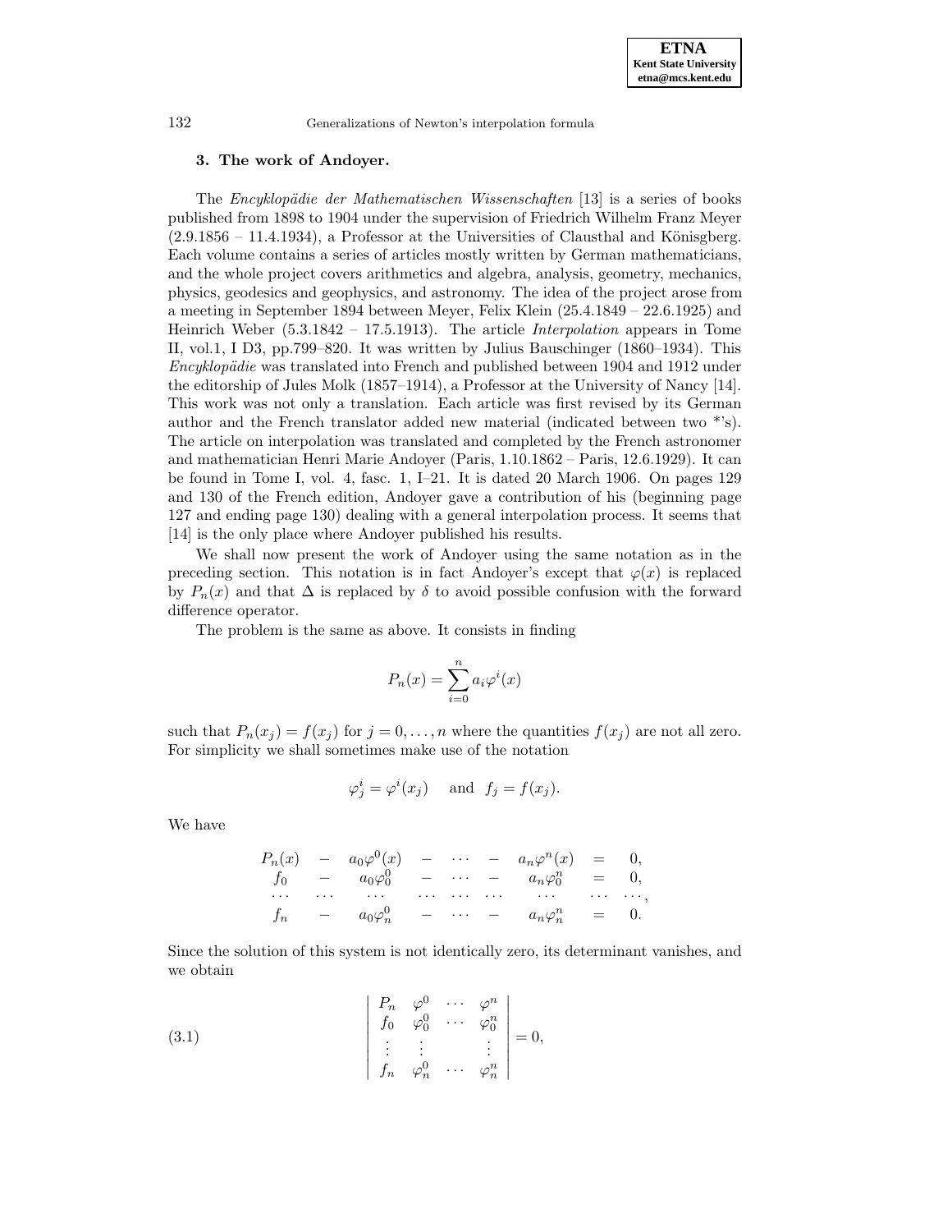### 3. The work of Andoyer.

The *Encyklopädie der Mathematischen Wissenschaften* [13] is a series of books published from 1898 to 1904 under the supervision of Friedrich Wilhelm Franz Meyer (2.9.1856 – 11.4.1934), a Professor at the Universities of Clausthal and Königsberg. Each volume contains a series of articles mostly written by German mathematicians, and the whole project covers arithmetics and algebra, analysis, geometry, mechanics, physics, geodesics and geophysics, and astronomy. The idea of the project arose from a meeting in September 1894 between Meyer, Felix Klein (25.4.1849 – 22.6.1925) and Heinrich Weber (5.3.1842 – 17.5.1913). The article *Interpolation* appears in Tome II, vol.1, I D3, pp.799–820. It was written by Julius Bauschinger (1860–1934). This *Encyklopädie* was translated into French and published between 1904 and 1912 under the editorship of Jules Molk (1857–1914), a Professor at the University of Nancy [14]. This work was not only a translation. Each article was first revised by its German author and the French translator added new material (indicated between two *'s). The article on interpolation was translated and completed by the French astronomer and mathematician Henri Marie Andoyer (Paris, 1.10.1862 – Paris, 12.6.1929). It can be found in Tome I, vol. 4, fasc. 1, I–21. It is dated 20 March 1906. On pages 129 and 130 of the French edition, Andoyer gave a contribution of his (beginning page 127 and ending page 130) dealing with a general interpolation process. It seems that [14] is the only place where Andoyer published his results.

We shall now present the work of Andoyer using the same notation as in the preceding section. This notation is in fact Andoyer's except that $\varphi(x)$ is replaced by $P_n(x)$ and that $\Delta$ is replaced by $\delta$ to avoid possible confusion with the forward difference operator.

The problem is the same as above. It consists in finding

$$P_n(x) = \sum_{i=0}^{n} a_i \varphi^i(x)$$

such that $P_n(x_j) = f(x_j)$ for $j = 0, \ldots, n$ where the quantities $f(x_j)$ are not all zero. For simplicity we shall sometimes make use of the notation

$$\varphi_j^i = \varphi^i(x_j) \quad \text{and} \quad f_j = f(x_j).$$

We have

$$\begin{array}{ccccccccc}
P_n(x) & - & a_0\varphi^0(x) & - & \cdots & - & a_n\varphi^n(x) & = & 0, \\
f_0 & - & a_0\varphi_0^0 & - & \cdots & - & a_n\varphi_0^n & = & 0, \\
\cdots & \cdots & \cdots & \cdots & \cdots & \cdots & \cdots & \cdots & \cdots, \\
f_n & - & a_0\varphi_n^0 & - & \cdots & - & a_n\varphi_n^n & = & 0.
\end{array}$$

Since the solution of this system is not identically zero, its determinant vanishes, and we obtain

$$\begin{vmatrix} P_n & \varphi^0 & \cdots & \varphi^n \\ f_0 & \varphi_0^0 & \cdots & \varphi_0^n \\ \vdots & \vdots & & \vdots \\ f_n & \varphi_n^0 & \cdots & \varphi_n^n \end{vmatrix} = 0, \tag{3.1}$$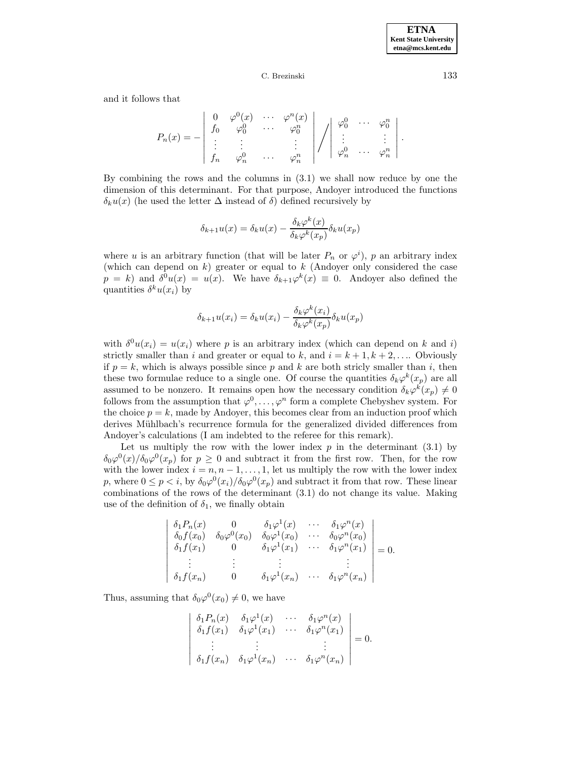and it follows that

$$P_n(x) = -\begin{vmatrix} 0 & \varphi^0(x) & \cdots & \varphi^n(x) \\ f_0 & \varphi_0^0 & \cdots & \varphi_0^n \\ \vdots & \vdots & & \vdots \\ f_n & \varphi_n^0 & \cdots & \varphi_n^n \end{vmatrix} \Bigg/ \begin{vmatrix} \varphi_0^0 & \cdots & \varphi_0^n \\ \vdots & & \vdots \\ \varphi_n^0 & \cdots & \varphi_n^n \end{vmatrix}.$$

By combining the rows and the columns in (3.1) we shall now reduce by one the dimension of this determinant. For that purpose, Andoyer introduced the functions $\delta_k u(x)$ (he used the letter $\Delta$ instead of $\delta$) defined recursively by

$$\delta_{k+1}u(x) = \delta_k u(x) - \frac{\delta_k \varphi^k(x)}{\delta_k \varphi^k(x_p)} \delta_k u(x_p)$$

where $u$ is an arbitrary function (that will be later $P_n$ or $\varphi^i$), $p$ an arbitrary index (which can depend on $k$) greater or equal to $k$ (Andoyer only considered the case $p = k$) and $\delta^0 u(x) = u(x)$. We have $\delta_{k+1}\varphi^k(x) \equiv 0$. Andoyer also defined the quantities $\delta^k u(x_i)$ by

$$\delta_{k+1}u(x_i) = \delta_k u(x_i) - \frac{\delta_k \varphi^k(x_i)}{\delta_k \varphi^k(x_p)} \delta_k u(x_p)$$

with $\delta^0 u(x_i) = u(x_i)$ where $p$ is an arbitrary index (which can depend on $k$ and $i$) strictly smaller than $i$ and greater or equal to $k$, and $i = k+1, k+2, \ldots$. Obviously if $p = k$, which is always possible since $p$ and $k$ are both stricly smaller than $i$, then these two formulae reduce to a single one. Of course the quantities $\delta_k \varphi^k(x_p)$ are all assumed to be nonzero. It remains open how the necessary condition $\delta_k \varphi^k(x_p) \neq 0$ follows from the assumption that $\varphi^0, \ldots, \varphi^n$ form a complete Chebyshev system. For the choice $p = k$, made by Andoyer, this becomes clear from an induction proof which derives Mühlbach's recurrence formula for the generalized divided differences from Andoyer's calculations (I am indebted to the referee for this remark).

Let us multiply the row with the lower index $p$ in the determinant (3.1) by $\delta_0\varphi^0(x)/\delta_0\varphi^0(x_p)$ for $p \geq 0$ and subtract it from the first row. Then, for the row with the lower index $i = n, n-1, \ldots, 1$, let us multiply the row with the lower index $p$, where $0 \leq p < i$, by $\delta_0\varphi^0(x_i)/\delta_0\varphi^0(x_p)$ and subtract it from that row. These linear combinations of the rows of the determinant (3.1) do not change its value. Making use of the definition of $\delta_1$, we finally obtain

$$\begin{vmatrix} \delta_1 P_n(x) & 0 & \delta_1\varphi^1(x) & \cdots & \delta_1\varphi^n(x) \\ \delta_0 f(x_0) & \delta_0\varphi^0(x_0) & \delta_0\varphi^1(x_0) & \cdots & \delta_0\varphi^n(x_0) \\ \delta_1 f(x_1) & 0 & \delta_1\varphi^1(x_1) & \cdots & \delta_1\varphi^n(x_1) \\ \vdots & \vdots & \vdots & & \vdots \\ \delta_1 f(x_n) & 0 & \delta_1\varphi^1(x_n) & \cdots & \delta_1\varphi^n(x_n) \end{vmatrix} = 0.$$

Thus, assuming that $\delta_0\varphi^0(x_0) \neq 0$, we have

$$\begin{vmatrix} \delta_1 P_n(x) & \delta_1\varphi^1(x) & \cdots & \delta_1\varphi^n(x) \\ \delta_1 f(x_1) & \delta_1\varphi^1(x_1) & \cdots & \delta_1\varphi^n(x_1) \\ \vdots & \vdots & & \vdots \\ \delta_1 f(x_n) & \delta_1\varphi^1(x_n) & \cdots & \delta_1\varphi^n(x_n) \end{vmatrix} = 0.$$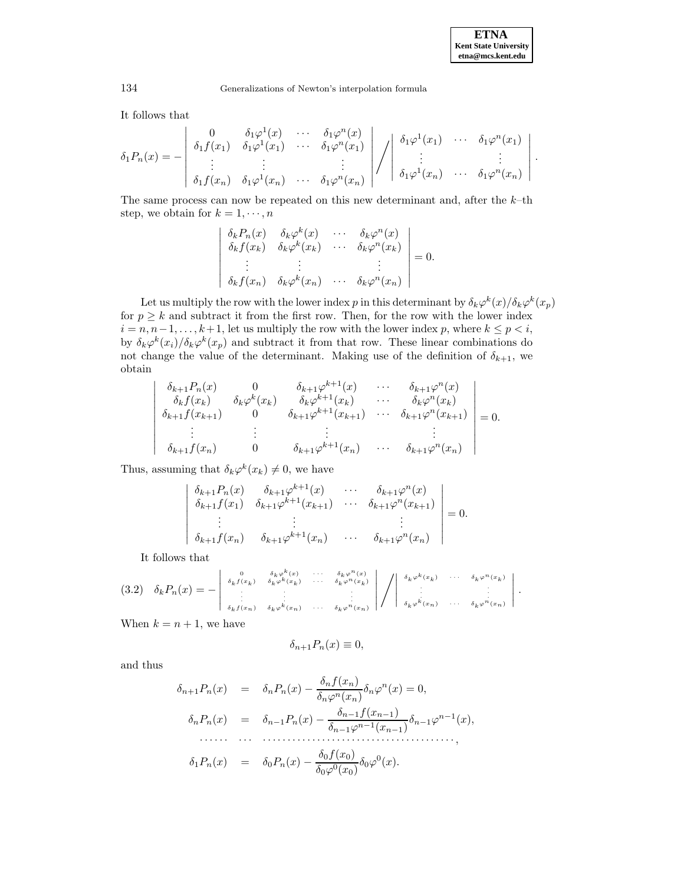It follows that

$$\delta_1 P_n(x) = -\begin{vmatrix} 0 & \delta_1\varphi^1(x) & \cdots & \delta_1\varphi^n(x) \\ \delta_1 f(x_1) & \delta_1\varphi^1(x_1) & \cdots & \delta_1\varphi^n(x_1) \\ \vdots & \vdots & & \vdots \\ \delta_1 f(x_n) & \delta_1\varphi^1(x_n) & \cdots & \delta_1\varphi^n(x_n) \end{vmatrix} \Bigg/ \begin{vmatrix} \delta_1\varphi^1(x_1) & \cdots & \delta_1\varphi^n(x_1) \\ \vdots & & \vdots \\ \delta_1\varphi^1(x_n) & \cdots & \delta_1\varphi^n(x_n) \end{vmatrix}.$$

The same process can now be repeated on this new determinant and, after the $k$–th step, we obtain for $k = 1, \cdots, n$

$$\begin{vmatrix} \delta_k P_n(x) & \delta_k\varphi^k(x) & \cdots & \delta_k\varphi^n(x) \\ \delta_k f(x_k) & \delta_k\varphi^k(x_k) & \cdots & \delta_k\varphi^n(x_k) \\ \vdots & \vdots & & \vdots \\ \delta_k f(x_n) & \delta_k\varphi^k(x_n) & \cdots & \delta_k\varphi^n(x_n) \end{vmatrix} = 0.$$

Let us multiply the row with the lower index $p$ in this determinant by $\delta_k\varphi^k(x)/\delta_k\varphi^k(x_p)$ for $p \geq k$ and subtract it from the first row. Then, for the row with the lower index $i = n, n-1, \ldots, k+1$, let us multiply the row with the lower index $p$, where $k \leq p < i$, by $\delta_k\varphi^k(x_i)/\delta_k\varphi^k(x_p)$ and subtract it from that row. These linear combinations do not change the value of the determinant. Making use of the definition of $\delta_{k+1}$, we obtain

$$\begin{vmatrix} \delta_{k+1} P_n(x) & 0 & \delta_{k+1}\varphi^{k+1}(x) & \cdots & \delta_{k+1}\varphi^n(x) \\ \delta_k f(x_k) & \delta_k\varphi^k(x_k) & \delta_k\varphi^{k+1}(x_k) & \cdots & \delta_k\varphi^n(x_k) \\ \delta_{k+1} f(x_{k+1}) & 0 & \delta_{k+1}\varphi^{k+1}(x_{k+1}) & \cdots & \delta_{k+1}\varphi^n(x_{k+1}) \\ \vdots & \vdots & \vdots & & \vdots \\ \delta_{k+1} f(x_n) & 0 & \delta_{k+1}\varphi^{k+1}(x_n) & \cdots & \delta_{k+1}\varphi^n(x_n) \end{vmatrix} = 0.$$

Thus, assuming that $\delta_k\varphi^k(x_k) \neq 0$, we have

$$\begin{vmatrix} \delta_{k+1} P_n(x) & \delta_{k+1}\varphi^{k+1}(x) & \cdots & \delta_{k+1}\varphi^n(x) \\ \delta_{k+1} f(x_1) & \delta_{k+1}\varphi^{k+1}(x_{k+1}) & \cdots & \delta_{k+1}\varphi^n(x_{k+1}) \\ \vdots & \vdots & & \vdots \\ \delta_{k+1} f(x_n) & \delta_{k+1}\varphi^{k+1}(x_n) & \cdots & \delta_{k+1}\varphi^n(x_n) \end{vmatrix} = 0.$$

It follows that

$$\delta_k P_n(x) = -\begin{vmatrix} 0 & \delta_k\varphi^k(x) & \cdots & \delta_k\varphi^n(x) \\ \delta_k f(x_k) & \delta_k\varphi^k(x_k) & \cdots & \delta_k\varphi^n(x_k) \\ \vdots & \vdots & & \vdots \\ \delta_k f(x_n) & \delta_k\varphi^k(x_n) & \cdots & \delta_k\varphi^n(x_n) \end{vmatrix} \Bigg/ \begin{vmatrix} \delta_k\varphi^k(x_k) & \cdots & \delta_k\varphi^n(x_k) \\ \vdots & & \vdots \\ \delta_k\varphi^k(x_n) & \cdots & \delta_k\varphi^n(x_n) \end{vmatrix}. \tag{3.2}$$

When $k = n+1$, we have

$$\delta_{n+1} P_n(x) \equiv 0,$$

and thus

$$\begin{aligned} \delta_{n+1} P_n(x) &= \delta_n P_n(x) - \frac{\delta_n f(x_n)}{\delta_n\varphi^n(x_n)}\delta_n\varphi^n(x) = 0, \\ \delta_n P_n(x) &= \delta_{n-1} P_n(x) - \frac{\delta_{n-1} f(x_{n-1})}{\delta_{n-1}\varphi^{n-1}(x_{n-1})}\delta_{n-1}\varphi^{n-1}(x), \\ \cdots\cdots & \quad \cdots \quad \cdots\cdots\cdots\cdots\cdots\cdots\cdots\cdots\cdots\cdots\cdots\cdots, \\ \delta_1 P_n(x) &= \delta_0 P_n(x) - \frac{\delta_0 f(x_0)}{\delta_0\varphi^0(x_0)}\delta_0\varphi^0(x). \end{aligned}$$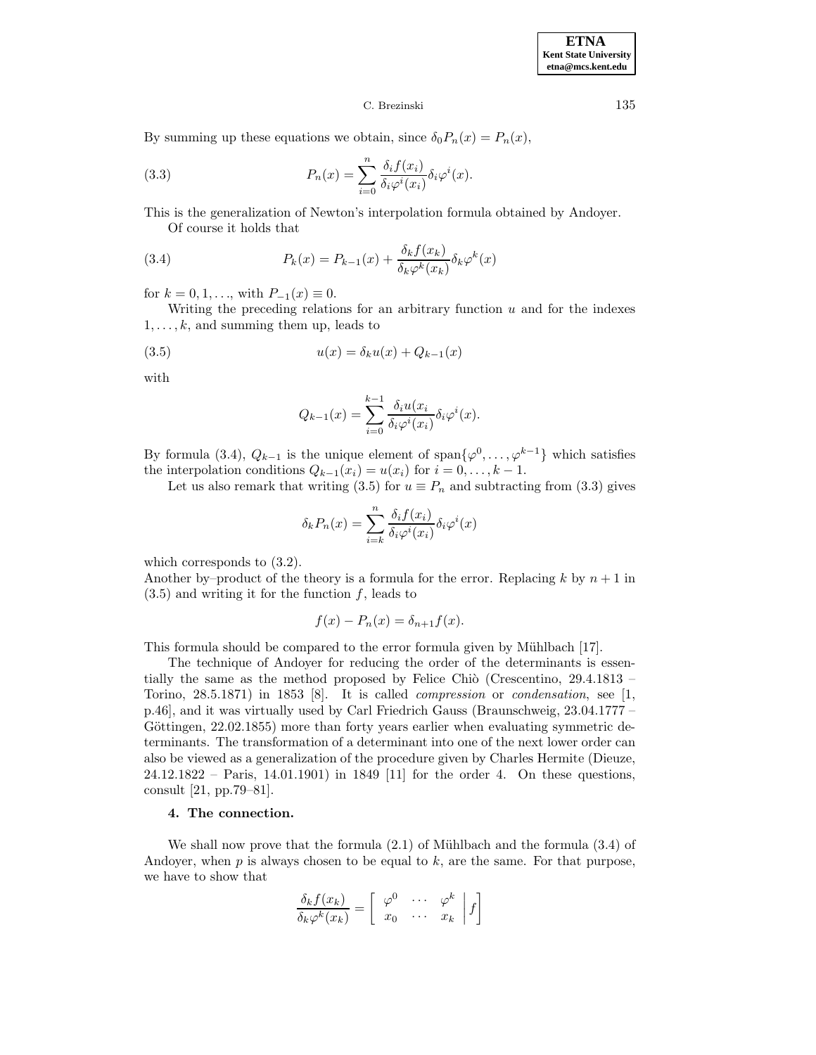By summing up these equations we obtain, since $\delta_0 P_n(x) = P_n(x)$,

$$P_n(x) = \sum_{i=0}^{n} \frac{\delta_i f(x_i)}{\delta_i \varphi^i(x_i)} \delta_i \varphi^i(x). \tag{3.3}$$

This is the generalization of Newton's interpolation formula obtained by Andoyer.

Of course it holds that

$$P_k(x) = P_{k-1}(x) + \frac{\delta_k f(x_k)}{\delta_k \varphi^k(x_k)} \delta_k \varphi^k(x) \tag{3.4}$$

for $k = 0, 1, \ldots$, with $P_{-1}(x) \equiv 0$.

Writing the preceding relations for an arbitrary function $u$ and for the indexes $1, \ldots, k$, and summing them up, leads to

$$u(x) = \delta_k u(x) + Q_{k-1}(x) \tag{3.5}$$

with

$$Q_{k-1}(x) = \sum_{i=0}^{k-1} \frac{\delta_i u(x_i}{\delta_i \varphi^i(x_i)} \delta_i \varphi^i(x).$$

By formula (3.4), $Q_{k-1}$ is the unique element of $\mathrm{span}\{\varphi^0, \ldots, \varphi^{k-1}\}$ which satisfies the interpolation conditions $Q_{k-1}(x_i) = u(x_i)$ for $i = 0, \ldots, k-1$.

Let us also remark that writing (3.5) for $u \equiv P_n$ and subtracting from (3.3) gives

$$\delta_k P_n(x) = \sum_{i=k}^{n} \frac{\delta_i f(x_i)}{\delta_i \varphi^i(x_i)} \delta_i \varphi^i(x)$$

which corresponds to (3.2).

Another by–product of the theory is a formula for the error. Replacing $k$ by $n+1$ in (3.5) and writing it for the function $f$, leads to

$$f(x) - P_n(x) = \delta_{n+1} f(x).$$

This formula should be compared to the error formula given by Mühlbach [17].

The technique of Andoyer for reducing the order of the determinants is essentially the same as the method proposed by Felice Chiò (Crescentino, 29.4.1813 – Torino, 28.5.1871) in 1853 [8]. It is called *compression* or *condensation*, see [1, p.46], and it was virtually used by Carl Friedrich Gauss (Braunschweig, 23.04.1777 – Göttingen, 22.02.1855) more than forty years earlier when evaluating symmetric determinants. The transformation of a determinant into one of the next lower order can also be viewed as a generalization of the procedure given by Charles Hermite (Dieuze, 24.12.1822 – Paris, 14.01.1901) in 1849 [11] for the order 4. On these questions, consult [21, pp.79–81].

### 4. The connection.

We shall now prove that the formula (2.1) of Mühlbach and the formula (3.4) of Andoyer, when $p$ is always chosen to be equal to $k$, are the same. For that purpose, we have to show that

$$\frac{\delta_k f(x_k)}{\delta_k \varphi^k(x_k)} = \left[ \begin{array}{ccc} \varphi^0 & \cdots & \varphi^k \\ x_0 & \cdots & x_k \end{array} \middle| \, f \right]$$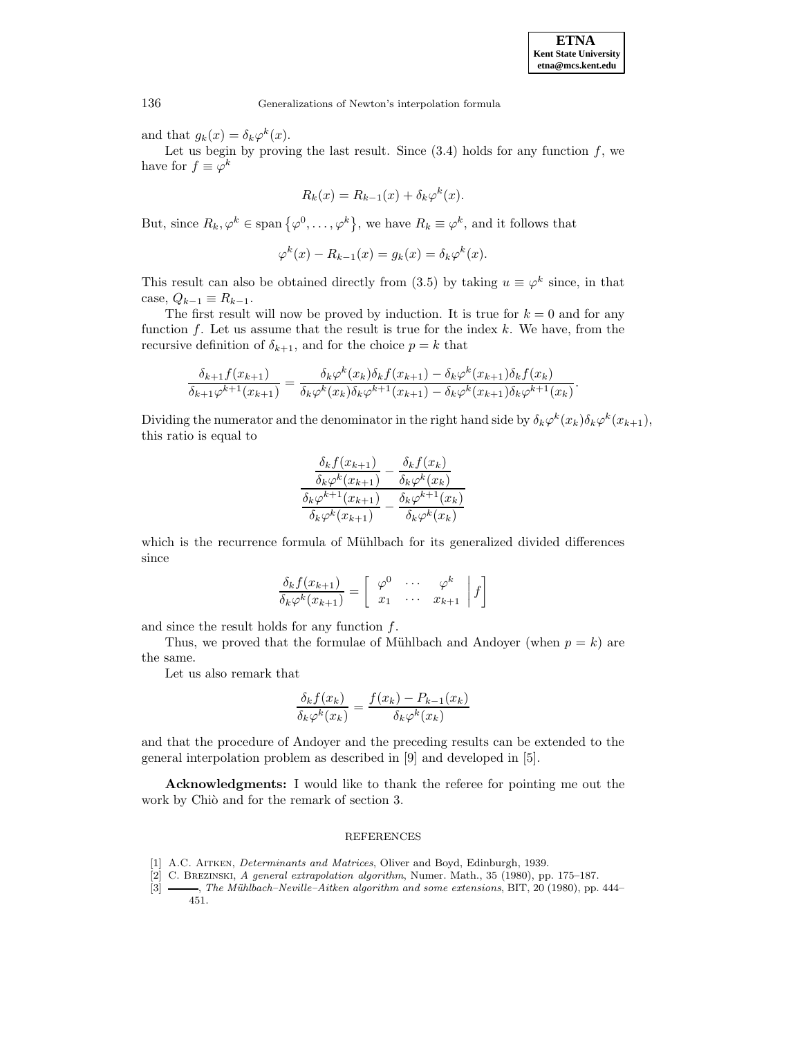and that $g_k(x) = \delta_k \varphi^k(x)$.

Let us begin by proving the last result. Since (3.4) holds for any function $f$, we have for $f \equiv \varphi^k$

$$R_k(x) = R_{k-1}(x) + \delta_k \varphi^k(x).$$

But, since $R_k, \varphi^k \in \text{span}\left\{\varphi^0, \ldots, \varphi^k\right\}$, we have $R_k \equiv \varphi^k$, and it follows that

$$\varphi^k(x) - R_{k-1}(x) = g_k(x) = \delta_k \varphi^k(x).$$

This result can also be obtained directly from (3.5) by taking $u \equiv \varphi^k$ since, in that case, $Q_{k-1} \equiv R_{k-1}$.

The first result will now be proved by induction. It is true for $k = 0$ and for any function $f$. Let us assume that the result is true for the index $k$. We have, from the recursive definition of $\delta_{k+1}$, and for the choice $p = k$ that

$$\frac{\delta_{k+1} f(x_{k+1})}{\delta_{k+1} \varphi^{k+1}(x_{k+1})} = \frac{\delta_k \varphi^k(x_k) \delta_k f(x_{k+1}) - \delta_k \varphi^k(x_{k+1}) \delta_k f(x_k)}{\delta_k \varphi^k(x_k) \delta_k \varphi^{k+1}(x_{k+1}) - \delta_k \varphi^k(x_{k+1}) \delta_k \varphi^{k+1}(x_k)}.$$

Dividing the numerator and the denominator in the right hand side by $\delta_k \varphi^k(x_k) \delta_k \varphi^k(x_{k+1})$, this ratio is equal to

$$\frac{\dfrac{\delta_k f(x_{k+1})}{\delta_k \varphi^k(x_{k+1})} - \dfrac{\delta_k f(x_k)}{\delta_k \varphi^k(x_k)}}{\dfrac{\delta_k \varphi^{k+1}(x_{k+1})}{\delta_k \varphi^k(x_{k+1})} - \dfrac{\delta_k \varphi^{k+1}(x_k)}{\delta_k \varphi^k(x_k)}}$$

which is the recurrence formula of Mühlbach for its generalized divided differences since

$$\frac{\delta_k f(x_{k+1})}{\delta_k \varphi^k(x_{k+1})} = \left[\begin{array}{ccc} \varphi^0 & \cdots & \varphi^k \\ x_1 & \cdots & x_{k+1} \end{array} \middle| f \right]$$

and since the result holds for any function $f$.

Thus, we proved that the formulae of Mühlbach and Andoyer (when $p = k$) are the same.

Let us also remark that

$$\frac{\delta_k f(x_k)}{\delta_k \varphi^k(x_k)} = \frac{f(x_k) - P_{k-1}(x_k)}{\delta_k \varphi^k(x_k)}$$

and that the procedure of Andoyer and the preceding results can be extended to the general interpolation problem as described in [9] and developed in [5].

**Acknowledgments:** I would like to thank the referee for pointing me out the work by Chiò and for the remark of section 3.

## REFERENCES

[1] A.C. Aitken, *Determinants and Matrices*, Oliver and Boyd, Edinburgh, 1939.

[2] C. Brezinski, *A general extrapolation algorithm*, Numer. Math., 35 (1980), pp. 175–187.

[3] ———, *The Mühlbach–Neville–Aitken algorithm and some extensions*, BIT, 20 (1980), pp. 444–451.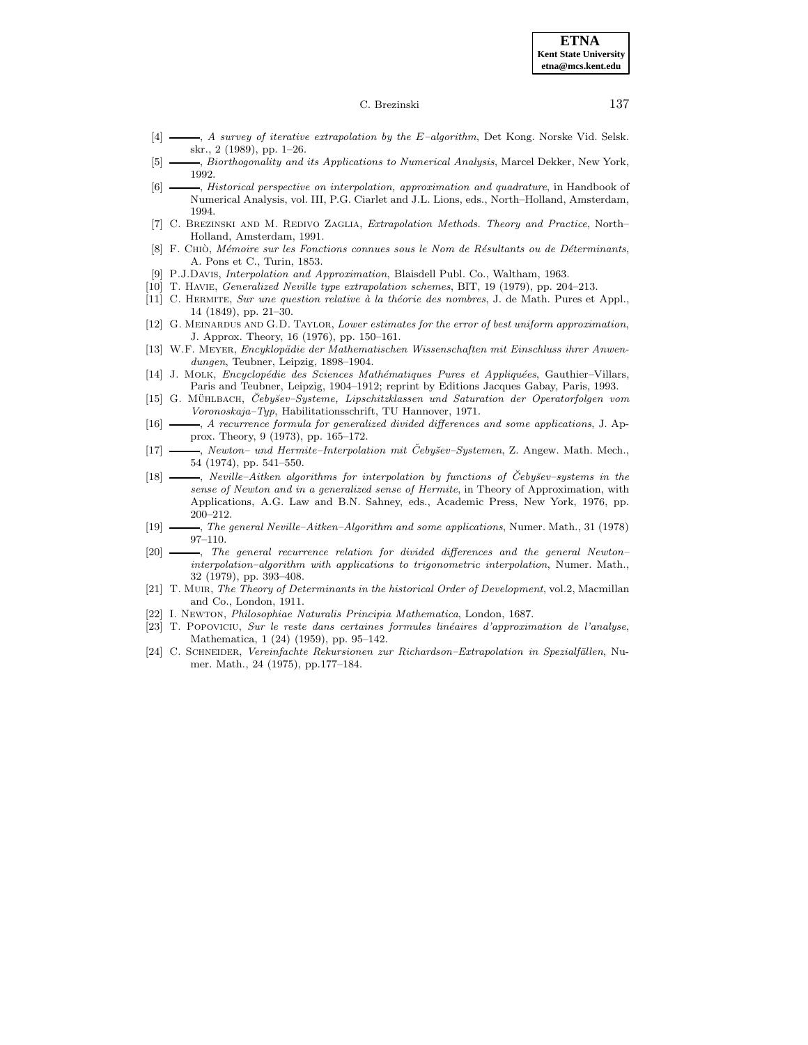[4] ———, *A survey of iterative extrapolation by the E–algorithm*, Det Kong. Norske Vid. Selsk. skr., 2 (1989), pp. 1–26.

[5] ———, *Biorthogonality and its Applications to Numerical Analysis*, Marcel Dekker, New York, 1992.

[6] ———, *Historical perspective on interpolation, approximation and quadrature*, in Handbook of Numerical Analysis, vol. III, P.G. Ciarlet and J.L. Lions, eds., North–Holland, Amsterdam, 1994.

[7] C. Brezinski and M. Redivo Zaglia, *Extrapolation Methods. Theory and Practice*, North–Holland, Amsterdam, 1991.

[8] F. Chiò, *Mémoire sur les Fonctions connues sous le Nom de Résultants ou de Déterminants*, A. Pons et C., Turin, 1853.

[9] P.J.Davis, *Interpolation and Approximation*, Blaisdell Publ. Co., Waltham, 1963.

[10] T. Havie, *Generalized Neville type extrapolation schemes*, BIT, 19 (1979), pp. 204–213.

[11] C. Hermite, *Sur une question relative à la théorie des nombres*, J. de Math. Pures et Appl., 14 (1849), pp. 21–30.

[12] G. Meinardus and G.D. Taylor, *Lower estimates for the error of best uniform approximation*, J. Approx. Theory, 16 (1976), pp. 150–161.

[13] W.F. Meyer, *Encyklopädie der Mathematischen Wissenschaften mit Einschluss ihrer Anwendungen*, Teubner, Leipzig, 1898–1904.

[14] J. Molk, *Encyclopédie des Sciences Mathématiques Pures et Appliquées*, Gauthier–Villars, Paris and Teubner, Leipzig, 1904–1912; reprint by Editions Jacques Gabay, Paris, 1993.

[15] G. Mühlbach, *Čebyšev–Systeme, Lipschitzklassen und Saturation der Operatorfolgen vom Voronoskaja–Typ*, Habilitationsschrift, TU Hannover, 1971.

[16] ———, *A recurrence formula for generalized divided differences and some applications*, J. Approx. Theory, 9 (1973), pp. 165–172.

[17] ———, *Newton– und Hermite–Interpolation mit Čebyšev–Systemen*, Z. Angew. Math. Mech., 54 (1974), pp. 541–550.

[18] ———, *Neville–Aitken algorithms for interpolation by functions of Čebyšev–systems in the sense of Newton and in a generalized sense of Hermite*, in Theory of Approximation, with Applications, A.G. Law and B.N. Sahney, eds., Academic Press, New York, 1976, pp. 200–212.

[19] ———, *The general Neville–Aitken–Algorithm and some applications*, Numer. Math., 31 (1978) 97–110.

[20] ———, *The general recurrence relation for divided differences and the general Newton–interpolation–algorithm with applications to trigonometric interpolation*, Numer. Math., 32 (1979), pp. 393–408.

[21] T. Muir, *The Theory of Determinants in the historical Order of Development*, vol.2, Macmillan and Co., London, 1911.

[22] I. Newton, *Philosophiae Naturalis Principia Mathematica*, London, 1687.

[23] T. Popoviciu, *Sur le reste dans certaines formules linéaires d'approximation de l'analyse*, Mathematica, 1 (24) (1959), pp. 95–142.

[24] C. Schneider, *Vereinfachte Rekursionen zur Richardson–Extrapolation in Spezialfällen*, Numer. Math., 24 (1975), pp.177–184.